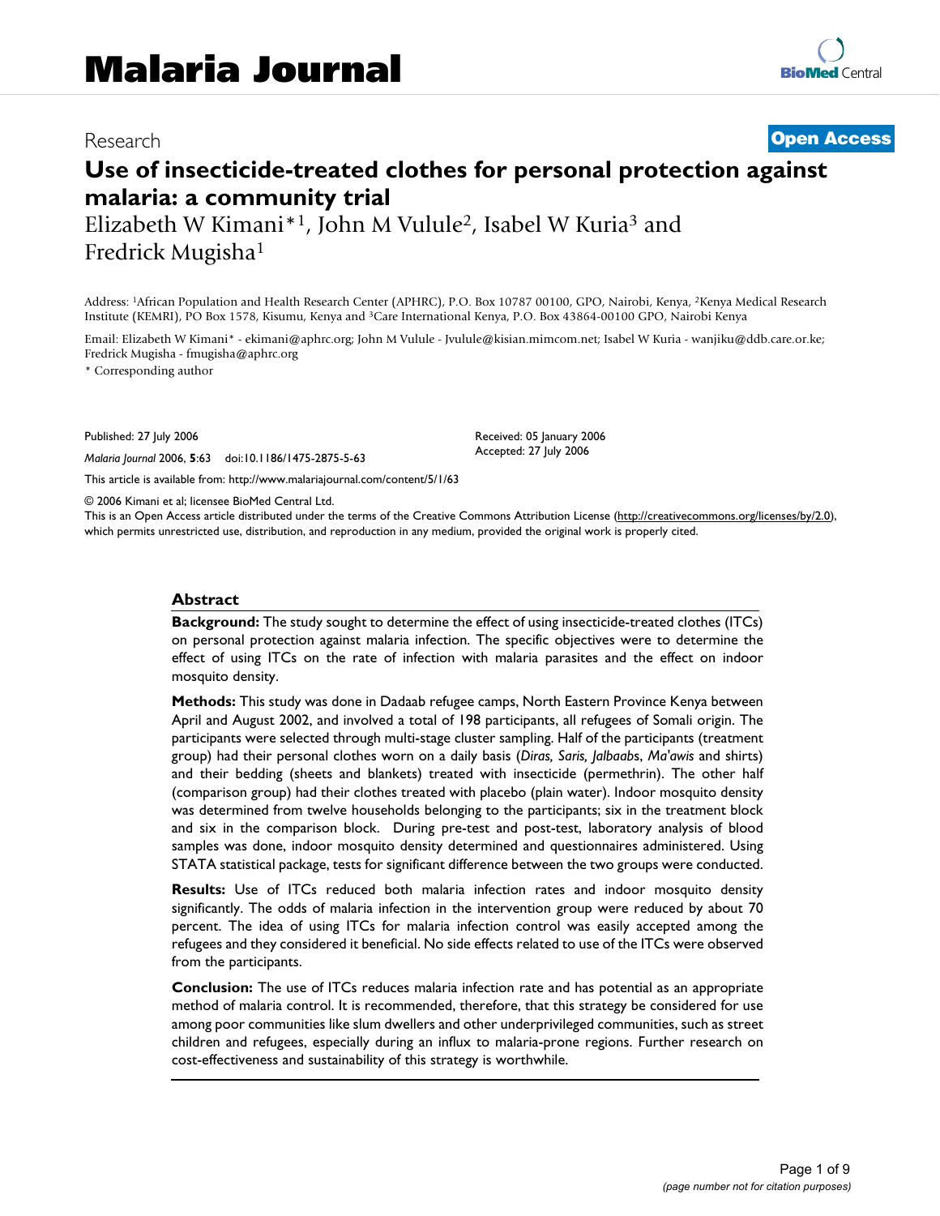Malaria Journal

Research

Open Access

# Use of insecticide-treated clothes for personal protection against malaria: a community trial

Elizabeth W Kimani*[1], John M Vulule[2], Isabel W Kuria[3] and Fredrick Mugisha[1]

Address: [1]African Population and Health Research Center (APHRC), P.O. Box 10787 00100, GPO, Nairobi, Kenya, [2]Kenya Medical Research Institute (KEMRI), PO Box 1578, Kisumu, Kenya and [3]Care International Kenya, P.O. Box 43864-00100 GPO, Nairobi Kenya

Email: Elizabeth W Kimani* - ekimani@aphrc.org; John M Vulule - Jvulule@kisian.mimcom.net; Isabel W Kuria - wanjiku@ddb.care.or.ke; Fredrick Mugisha - fmugisha@aphrc.org

* Corresponding author

Published: 27 July 2006

*Malaria Journal* 2006, **5**:63 doi:10.1186/1475-2875-5-63

Received: 05 January 2006

Accepted: 27 July 2006

This article is available from: http://www.malariajournal.com/content/5/1/63

© 2006 Kimani et al; licensee BioMed Central Ltd.

This is an Open Access article distributed under the terms of the Creative Commons Attribution License (http://creativecommons.org/licenses/by/2.0), which permits unrestricted use, distribution, and reproduction in any medium, provided the original work is properly cited.

## Abstract

**Background:** The study sought to determine the effect of using insecticide-treated clothes (ITCs) on personal protection against malaria infection. The specific objectives were to determine the effect of using ITCs on the rate of infection with malaria parasites and the effect on indoor mosquito density.

**Methods:** This study was done in Dadaab refugee camps, North Eastern Province Kenya between April and August 2002, and involved a total of 198 participants, all refugees of Somali origin. The participants were selected through multi-stage cluster sampling. Half of the participants (treatment group) had their personal clothes worn on a daily basis (*Diras, Saris, Jalbaab*s, *Ma'awis* and shirts) and their bedding (sheets and blankets) treated with insecticide (permethrin). The other half (comparison group) had their clothes treated with placebo (plain water). Indoor mosquito density was determined from twelve households belonging to the participants; six in the treatment block and six in the comparison block. During pre-test and post-test, laboratory analysis of blood samples was done, indoor mosquito density determined and questionnaires administered. Using STATA statistical package, tests for significant difference between the two groups were conducted.

**Results:** Use of ITCs reduced both malaria infection rates and indoor mosquito density significantly. The odds of malaria infection in the intervention group were reduced by about 70 percent. The idea of using ITCs for malaria infection control was easily accepted among the refugees and they considered it beneficial. No side effects related to use of the ITCs were observed from the participants.

**Conclusion:** The use of ITCs reduces malaria infection rate and has potential as an appropriate method of malaria control. It is recommended, therefore, that this strategy be considered for use among poor communities like slum dwellers and other underprivileged communities, such as street children and refugees, especially during an influx to malaria-prone regions. Further research on cost-effectiveness and sustainability of this strategy is worthwhile.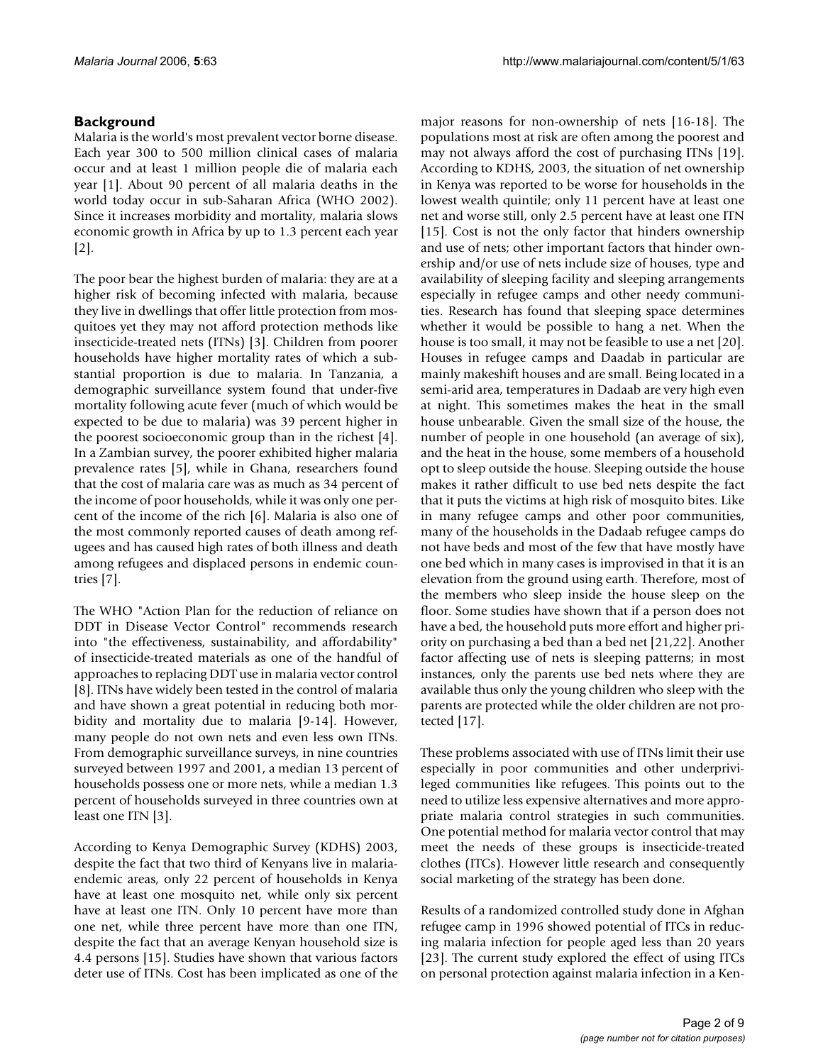## Background

Malaria is the world's most prevalent vector borne disease. Each year 300 to 500 million clinical cases of malaria occur and at least 1 million people die of malaria each year [1]. About 90 percent of all malaria deaths in the world today occur in sub-Saharan Africa (WHO 2002). Since it increases morbidity and mortality, malaria slows economic growth in Africa by up to 1.3 percent each year [2].

The poor bear the highest burden of malaria: they are at a higher risk of becoming infected with malaria, because they live in dwellings that offer little protection from mosquitoes yet they may not afford protection methods like insecticide-treated nets (ITNs) [3]. Children from poorer households have higher mortality rates of which a substantial proportion is due to malaria. In Tanzania, a demographic surveillance system found that under-five mortality following acute fever (much of which would be expected to be due to malaria) was 39 percent higher in the poorest socioeconomic group than in the richest [4]. In a Zambian survey, the poorer exhibited higher malaria prevalence rates [5], while in Ghana, researchers found that the cost of malaria care was as much as 34 percent of the income of poor households, while it was only one percent of the income of the rich [6]. Malaria is also one of the most commonly reported causes of death among refugees and has caused high rates of both illness and death among refugees and displaced persons in endemic countries [7].

The WHO "Action Plan for the reduction of reliance on DDT in Disease Vector Control" recommends research into "the effectiveness, sustainability, and affordability" of insecticide-treated materials as one of the handful of approaches to replacing DDT use in malaria vector control [8]. ITNs have widely been tested in the control of malaria and have shown a great potential in reducing both morbidity and mortality due to malaria [9-14]. However, many people do not own nets and even less own ITNs. From demographic surveillance surveys, in nine countries surveyed between 1997 and 2001, a median 13 percent of households possess one or more nets, while a median 1.3 percent of households surveyed in three countries own at least one ITN [3].

According to Kenya Demographic Survey (KDHS) 2003, despite the fact that two third of Kenyans live in malaria-endemic areas, only 22 percent of households in Kenya have at least one mosquito net, while only six percent have at least one ITN. Only 10 percent have more than one net, while three percent have more than one ITN, despite the fact that an average Kenyan household size is 4.4 persons [15]. Studies have shown that various factors deter use of ITNs. Cost has been implicated as one of the major reasons for non-ownership of nets [16-18]. The populations most at risk are often among the poorest and may not always afford the cost of purchasing ITNs [19]. According to KDHS, 2003, the situation of net ownership in Kenya was reported to be worse for households in the lowest wealth quintile; only 11 percent have at least one net and worse still, only 2.5 percent have at least one ITN [15]. Cost is not the only factor that hinders ownership and use of nets; other important factors that hinder ownership and/or use of nets include size of houses, type and availability of sleeping facility and sleeping arrangements especially in refugee camps and other needy communities. Research has found that sleeping space determines whether it would be possible to hang a net. When the house is too small, it may not be feasible to use a net [20]. Houses in refugee camps and Daadab in particular are mainly makeshift houses and are small. Being located in a semi-arid area, temperatures in Dadaab are very high even at night. This sometimes makes the heat in the small house unbearable. Given the small size of the house, the number of people in one household (an average of six), and the heat in the house, some members of a household opt to sleep outside the house. Sleeping outside the house makes it rather difficult to use bed nets despite the fact that it puts the victims at high risk of mosquito bites. Like in many refugee camps and other poor communities, many of the households in the Dadaab refugee camps do not have beds and most of the few that have mostly have one bed which in many cases is improvised in that it is an elevation from the ground using earth. Therefore, most of the members who sleep inside the house sleep on the floor. Some studies have shown that if a person does not have a bed, the household puts more effort and higher priority on purchasing a bed than a bed net [21,22]. Another factor affecting use of nets is sleeping patterns; in most instances, only the parents use bed nets where they are available thus only the young children who sleep with the parents are protected while the older children are not protected [17].

These problems associated with use of ITNs limit their use especially in poor communities and other underprivileged communities like refugees. This points out to the need to utilize less expensive alternatives and more appropriate malaria control strategies in such communities. One potential method for malaria vector control that may meet the needs of these groups is insecticide-treated clothes (ITCs). However little research and consequently social marketing of the strategy has been done.

Results of a randomized controlled study done in Afghan refugee camp in 1996 showed potential of ITCs in reducing malaria infection for people aged less than 20 years [23]. The current study explored the effect of using ITCs on personal protection against malaria infection in a Ken-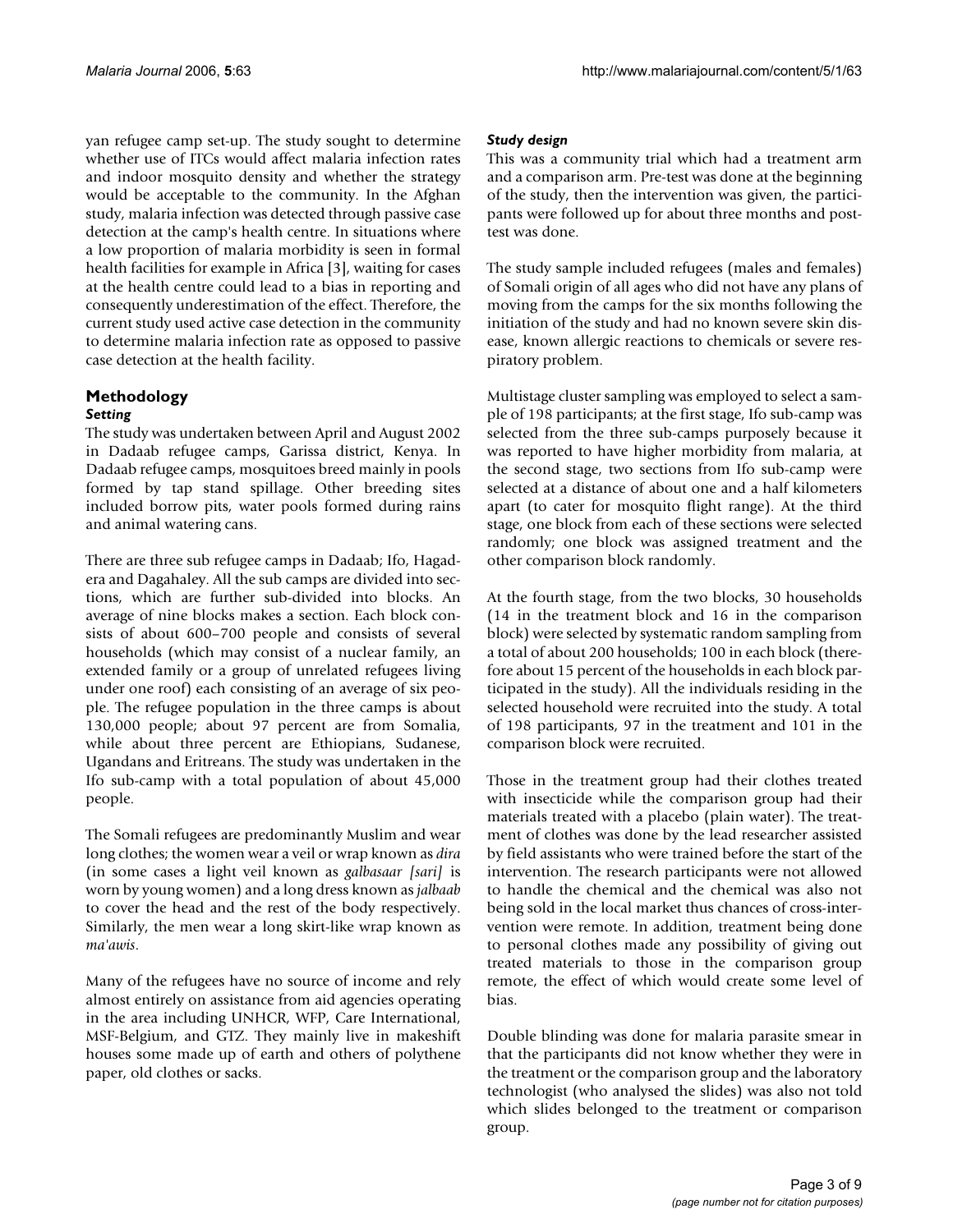yan refugee camp set-up. The study sought to determine whether use of ITCs would affect malaria infection rates and indoor mosquito density and whether the strategy would be acceptable to the community. In the Afghan study, malaria infection was detected through passive case detection at the camp's health centre. In situations where a low proportion of malaria morbidity is seen in formal health facilities for example in Africa [3], waiting for cases at the health centre could lead to a bias in reporting and consequently underestimation of the effect. Therefore, the current study used active case detection in the community to determine malaria infection rate as opposed to passive case detection at the health facility.

## Methodology

### *Setting*

The study was undertaken between April and August 2002 in Dadaab refugee camps, Garissa district, Kenya. In Dadaab refugee camps, mosquitoes breed mainly in pools formed by tap stand spillage. Other breeding sites included borrow pits, water pools formed during rains and animal watering cans.

There are three sub refugee camps in Dadaab; Ifo, Hagadera and Dagahaley. All the sub camps are divided into sections, which are further sub-divided into blocks. An average of nine blocks makes a section. Each block consists of about 600–700 people and consists of several households (which may consist of a nuclear family, an extended family or a group of unrelated refugees living under one roof) each consisting of an average of six people. The refugee population in the three camps is about 130,000 people; about 97 percent are from Somalia, while about three percent are Ethiopians, Sudanese, Ugandans and Eritreans. The study was undertaken in the Ifo sub-camp with a total population of about 45,000 people.

The Somali refugees are predominantly Muslim and wear long clothes; the women wear a veil or wrap known as *dira* (in some cases a light veil known as *galbasaar [sari]* is worn by young women) and a long dress known as *jalbaab* to cover the head and the rest of the body respectively. Similarly, the men wear a long skirt-like wrap known as *ma'awis*.

Many of the refugees have no source of income and rely almost entirely on assistance from aid agencies operating in the area including UNHCR, WFP, Care International, MSF-Belgium, and GTZ. They mainly live in makeshift houses some made up of earth and others of polythene paper, old clothes or sacks.

### *Study design*

This was a community trial which had a treatment arm and a comparison arm. Pre-test was done at the beginning of the study, then the intervention was given, the participants were followed up for about three months and post-test was done.

The study sample included refugees (males and females) of Somali origin of all ages who did not have any plans of moving from the camps for the six months following the initiation of the study and had no known severe skin disease, known allergic reactions to chemicals or severe respiratory problem.

Multistage cluster sampling was employed to select a sample of 198 participants; at the first stage, Ifo sub-camp was selected from the three sub-camps purposely because it was reported to have higher morbidity from malaria, at the second stage, two sections from Ifo sub-camp were selected at a distance of about one and a half kilometers apart (to cater for mosquito flight range). At the third stage, one block from each of these sections were selected randomly; one block was assigned treatment and the other comparison block randomly.

At the fourth stage, from the two blocks, 30 households (14 in the treatment block and 16 in the comparison block) were selected by systematic random sampling from a total of about 200 households; 100 in each block (therefore about 15 percent of the households in each block participated in the study). All the individuals residing in the selected household were recruited into the study. A total of 198 participants, 97 in the treatment and 101 in the comparison block were recruited.

Those in the treatment group had their clothes treated with insecticide while the comparison group had their materials treated with a placebo (plain water). The treatment of clothes was done by the lead researcher assisted by field assistants who were trained before the start of the intervention. The research participants were not allowed to handle the chemical and the chemical was also not being sold in the local market thus chances of cross-intervention were remote. In addition, treatment being done to personal clothes made any possibility of giving out treated materials to those in the comparison group remote, the effect of which would create some level of bias.

Double blinding was done for malaria parasite smear in that the participants did not know whether they were in the treatment or the comparison group and the laboratory technologist (who analysed the slides) was also not told which slides belonged to the treatment or comparison group.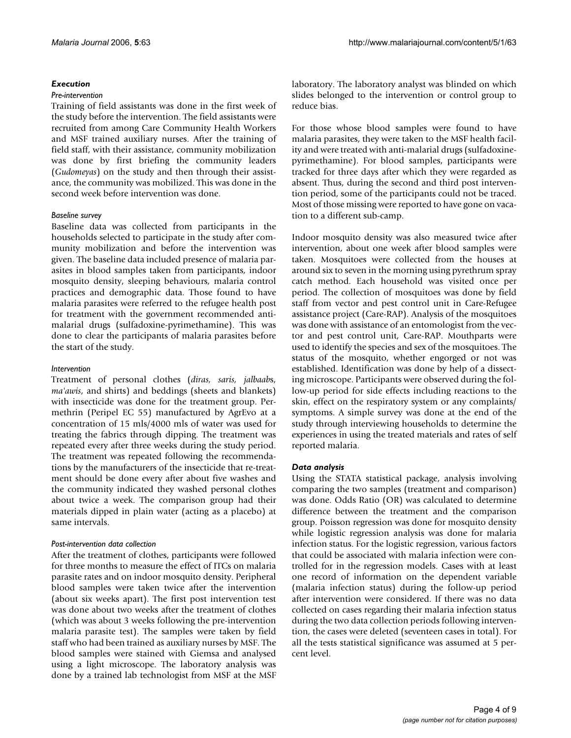### *Execution*

#### *Pre-intervention*

Training of field assistants was done in the first week of the study before the intervention. The field assistants were recruited from among Care Community Health Workers and MSF trained auxiliary nurses. After the training of field staff, with their assistance, community mobilization was done by first briefing the community leaders (*Gudomeyas*) on the study and then through their assistance, the community was mobilized. This was done in the second week before intervention was done.

#### *Baseline survey*

Baseline data was collected from participants in the households selected to participate in the study after community mobilization and before the intervention was given. The baseline data included presence of malaria parasites in blood samples taken from participants, indoor mosquito density, sleeping behaviours, malaria control practices and demographic data. Those found to have malaria parasites were referred to the refugee health post for treatment with the government recommended anti-malarial drugs (sulfadoxine-pyrimethamine). This was done to clear the participants of malaria parasites before the start of the study.

#### *Intervention*

Treatment of personal clothes (*diras, saris, jalbaab*s, *ma'awis*, and shirts) and beddings (sheets and blankets) with insecticide was done for the treatment group. Permethrin (Peripel EC 55) manufactured by AgrEvo at a concentration of 15 mls/4000 mls of water was used for treating the fabrics through dipping. The treatment was repeated every after three weeks during the study period. The treatment was repeated following the recommendations by the manufacturers of the insecticide that re-treatment should be done every after about five washes and the community indicated they washed personal clothes about twice a week. The comparison group had their materials dipped in plain water (acting as a placebo) at same intervals.

#### *Post-intervention data collection*

After the treatment of clothes, participants were followed for three months to measure the effect of ITCs on malaria parasite rates and on indoor mosquito density. Peripheral blood samples were taken twice after the intervention (about six weeks apart). The first post intervention test was done about two weeks after the treatment of clothes (which was about 3 weeks following the pre-intervention malaria parasite test). The samples were taken by field staff who had been trained as auxiliary nurses by MSF. The blood samples were stained with Giemsa and analysed using a light microscope. The laboratory analysis was done by a trained lab technologist from MSF at the MSF laboratory. The laboratory analyst was blinded on which slides belonged to the intervention or control group to reduce bias.

For those whose blood samples were found to have malaria parasites, they were taken to the MSF health facility and were treated with anti-malarial drugs (sulfadoxine-pyrimethamine). For blood samples, participants were tracked for three days after which they were regarded as absent. Thus, during the second and third post intervention period, some of the participants could not be traced. Most of those missing were reported to have gone on vacation to a different sub-camp.

Indoor mosquito density was also measured twice after intervention, about one week after blood samples were taken. Mosquitoes were collected from the houses at around six to seven in the morning using pyrethrum spray catch method. Each household was visited once per period. The collection of mosquitoes was done by field staff from vector and pest control unit in Care-Refugee assistance project (Care-RAP). Analysis of the mosquitoes was done with assistance of an entomologist from the vector and pest control unit, Care-RAP. Mouthparts were used to identify the species and sex of the mosquitoes. The status of the mosquito, whether engorged or not was established. Identification was done by help of a dissecting microscope. Participants were observed during the follow-up period for side effects including reactions to the skin, effect on the respiratory system or any complaints/symptoms. A simple survey was done at the end of the study through interviewing households to determine the experiences in using the treated materials and rates of self reported malaria.

### *Data analysis*

Using the STATA statistical package, analysis involving comparing the two samples (treatment and comparison) was done. Odds Ratio (OR) was calculated to determine difference between the treatment and the comparison group. Poisson regression was done for mosquito density while logistic regression analysis was done for malaria infection status. For the logistic regression, various factors that could be associated with malaria infection were controlled for in the regression models. Cases with at least one record of information on the dependent variable (malaria infection status) during the follow-up period after intervention were considered. If there was no data collected on cases regarding their malaria infection status during the two data collection periods following intervention, the cases were deleted (seventeen cases in total). For all the tests statistical significance was assumed at 5 percent level.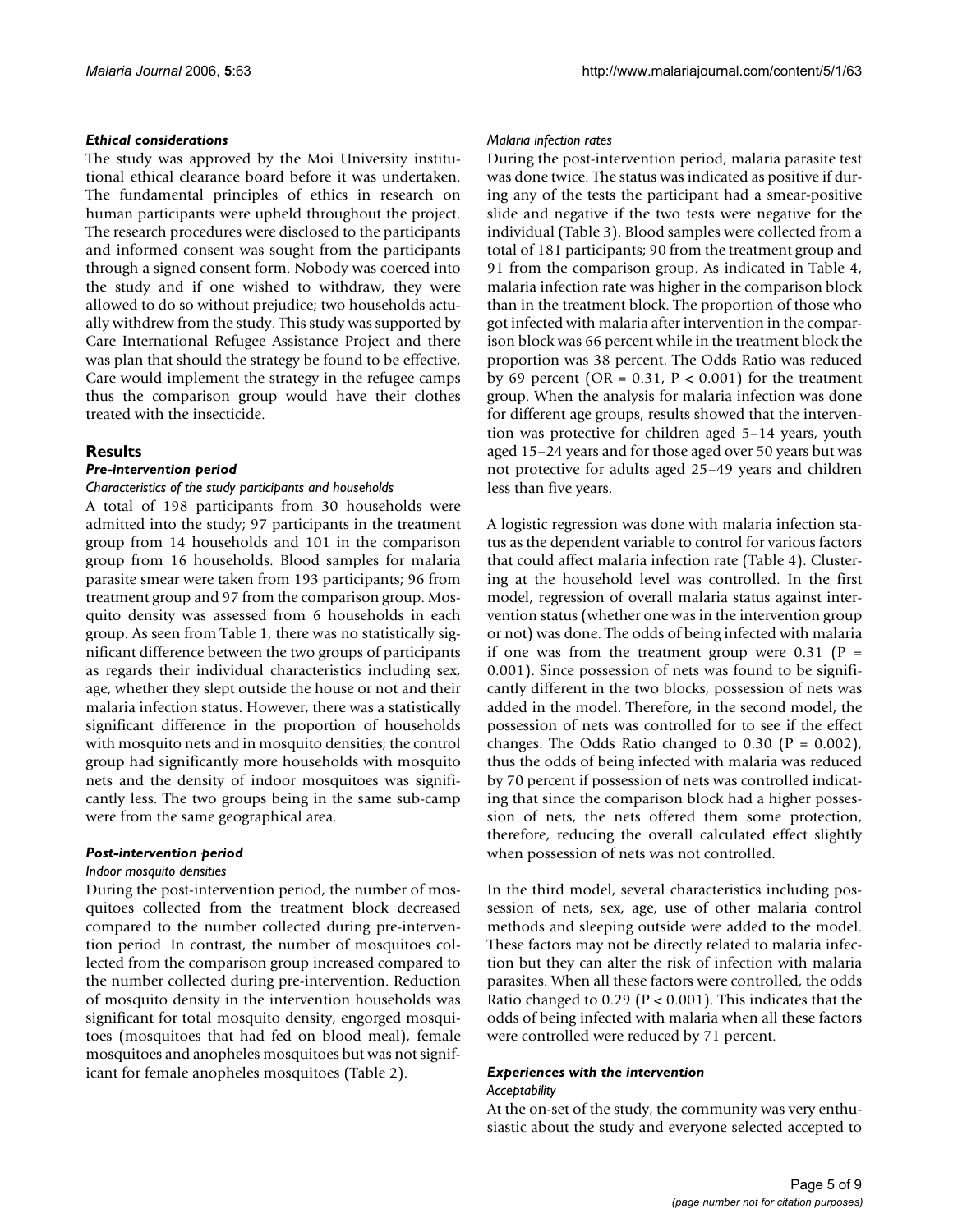#### Ethical considerations

The study was approved by the Moi University institutional ethical clearance board before it was undertaken. The fundamental principles of ethics in research on human participants were upheld throughout the project. The research procedures were disclosed to the participants and informed consent was sought from the participants through a signed consent form. Nobody was coerced into the study and if one wished to withdraw, they were allowed to do so without prejudice; two households actually withdrew from the study. This study was supported by Care International Refugee Assistance Project and there was plan that should the strategy be found to be effective, Care would implement the strategy in the refugee camps thus the comparison group would have their clothes treated with the insecticide.

## Results

### Pre-intervention period

*Characteristics of the study participants and households*

A total of 198 participants from 30 households were admitted into the study; 97 participants in the treatment group from 14 households and 101 in the comparison group from 16 households. Blood samples for malaria parasite smear were taken from 193 participants; 96 from treatment group and 97 from the comparison group. Mosquito density was assessed from 6 households in each group. As seen from Table 1, there was no statistically significant difference between the two groups of participants as regards their individual characteristics including sex, age, whether they slept outside the house or not and their malaria infection status. However, there was a statistically significant difference in the proportion of households with mosquito nets and in mosquito densities; the control group had significantly more households with mosquito nets and the density of indoor mosquitoes was significantly less. The two groups being in the same sub-camp were from the same geographical area.

### Post-intervention period

*Indoor mosquito densities*

During the post-intervention period, the number of mosquitoes collected from the treatment block decreased compared to the number collected during pre-intervention period. In contrast, the number of mosquitoes collected from the comparison group increased compared to the number collected during pre-intervention. Reduction of mosquito density in the intervention households was significant for total mosquito density, engorged mosquitoes (mosquitoes that had fed on blood meal), female mosquitoes and anopheles mosquitoes but was not significant for female anopheles mosquitoes (Table 2).

*Malaria infection rates*

During the post-intervention period, malaria parasite test was done twice. The status was indicated as positive if during any of the tests the participant had a smear-positive slide and negative if the two tests were negative for the individual (Table 3). Blood samples were collected from a total of 181 participants; 90 from the treatment group and 91 from the comparison group. As indicated in Table 4, malaria infection rate was higher in the comparison block than in the treatment block. The proportion of those who got infected with malaria after intervention in the comparison block was 66 percent while in the treatment block the proportion was 38 percent. The Odds Ratio was reduced by 69 percent (OR = 0.31, $P < 0.001$) for the treatment group. When the analysis for malaria infection was done for different age groups, results showed that the intervention was protective for children aged 5–14 years, youth aged 15–24 years and for those aged over 50 years but was not protective for adults aged 25–49 years and children less than five years.

A logistic regression was done with malaria infection status as the dependent variable to control for various factors that could affect malaria infection rate (Table 4). Clustering at the household level was controlled. In the first model, regression of overall malaria status against intervention status (whether one was in the intervention group or not) was done. The odds of being infected with malaria if one was from the treatment group were 0.31 ($P = 0.001$). Since possession of nets was found to be significantly different in the two blocks, possession of nets was added in the model. Therefore, in the second model, the possession of nets was controlled for to see if the effect changes. The Odds Ratio changed to 0.30 ($P = 0.002$), thus the odds of being infected with malaria was reduced by 70 percent if possession of nets was controlled indicating that since the comparison block had a higher possession of nets, the nets offered them some protection, therefore, reducing the overall calculated effect slightly when possession of nets was not controlled.

In the third model, several characteristics including possession of nets, sex, age, use of other malaria control methods and sleeping outside were added to the model. These factors may not be directly related to malaria infection but they can alter the risk of infection with malaria parasites. When all these factors were controlled, the odds Ratio changed to 0.29 ($P < 0.001$). This indicates that the odds of being infected with malaria when all these factors were controlled were reduced by 71 percent.

### Experiences with the intervention

*Acceptability*

At the on-set of the study, the community was very enthusiastic about the study and everyone selected accepted to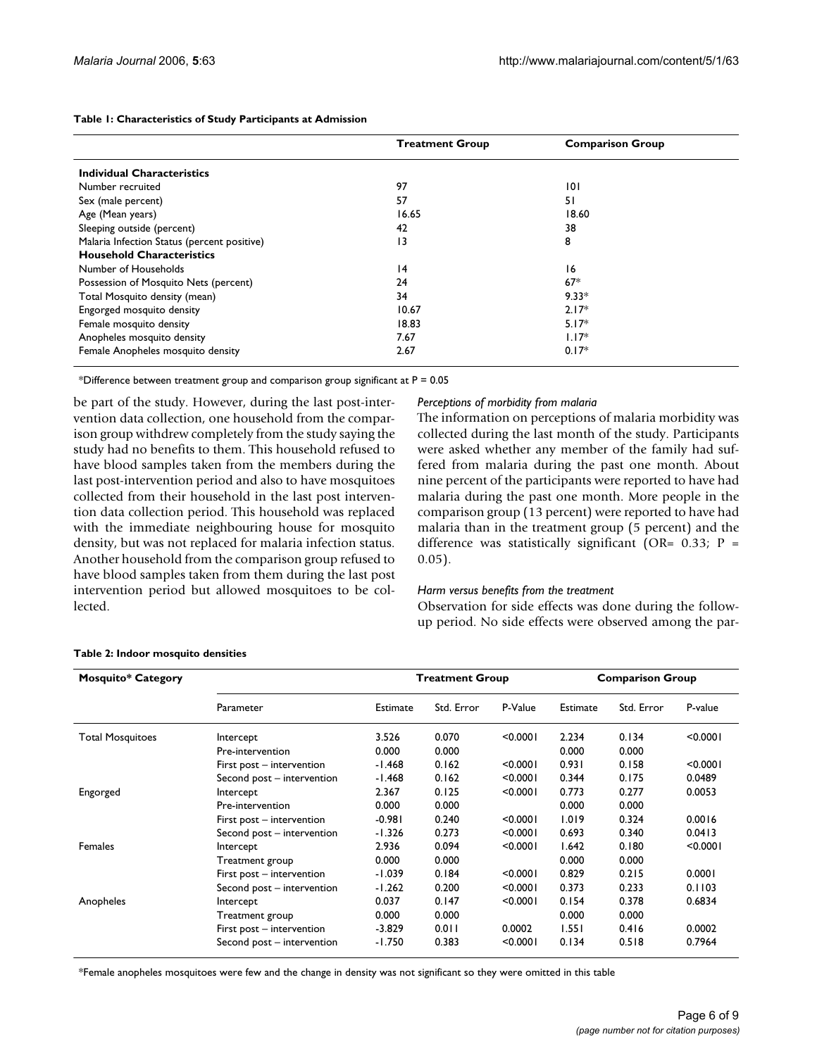**Table 1: Characteristics of Study Participants at Admission**

| | Treatment Group | Comparison Group |
|---|---|---|
| **Individual Characteristics** | | |
| Number recruited | 97 | 101 |
| Sex (male percent) | 57 | 51 |
| Age (Mean years) | 16.65 | 18.60 |
| Sleeping outside (percent) | 42 | 38 |
| Malaria Infection Status (percent positive) | 13 | 8 |
| **Household Characteristics** | | |
| Number of Households | 14 | 16 |
| Possession of Mosquito Nets (percent) | 24 | 67* |
| Total Mosquito density (mean) | 34 | 9.33* |
| Engorged mosquito density | 10.67 | 2.17* |
| Female mosquito density | 18.83 | 5.17* |
| Anopheles mosquito density | 7.67 | 1.17* |
| Female Anopheles mosquito density | 2.67 | 0.17* |

*Difference between treatment group and comparison group significant at P = 0.05

be part of the study. However, during the last post-intervention data collection, one household from the comparison group withdrew completely from the study saying the study had no benefits to them. This household refused to have blood samples taken from the members during the last post-intervention period and also to have mosquitoes collected from their household in the last post intervention data collection period. This household was replaced with the immediate neighbouring house for mosquito density, but was not replaced for malaria infection status. Another household from the comparison group refused to have blood samples taken from them during the last post intervention period but allowed mosquitoes to be collected.

*Perceptions of morbidity from malaria*

The information on perceptions of malaria morbidity was collected during the last month of the study. Participants were asked whether any member of the family had suffered from malaria during the past one month. About nine percent of the participants were reported to have had malaria during the past one month. More people in the comparison group (13 percent) were reported to have had malaria than in the treatment group (5 percent) and the difference was statistically significant (OR= 0.33; P = 0.05).

*Harm versus benefits from the treatment*

Observation for side effects was done during the follow-up period. No side effects were observed among the par-

**Table 2: Indoor mosquito densities**

| Mosquito* Category | Parameter | Treatment Group | | | Comparison Group | | |
|---|---|---|---|---|---|---|---|
| | | Estimate | Std. Error | P-Value | Estimate | Std. Error | P-value |
| Total Mosquitoes | Intercept | 3.526 | 0.070 | <0.0001 | 2.234 | 0.134 | <0.0001 |
| | Pre-intervention | 0.000 | 0.000 | | 0.000 | 0.000 | |
| | First post – intervention | -1.468 | 0.162 | <0.0001 | 0.931 | 0.158 | <0.0001 |
| | Second post – intervention | -1.468 | 0.162 | <0.0001 | 0.344 | 0.175 | 0.0489 |
| Engorged | Intercept | 2.367 | 0.125 | <0.0001 | 0.773 | 0.277 | 0.0053 |
| | Pre-intervention | 0.000 | 0.000 | | 0.000 | 0.000 | |
| | First post – intervention | -0.981 | 0.240 | <0.0001 | 1.019 | 0.324 | 0.0016 |
| | Second post – intervention | -1.326 | 0.273 | <0.0001 | 0.693 | 0.340 | 0.0413 |
| Females | Intercept | 2.936 | 0.094 | <0.0001 | 1.642 | 0.180 | <0.0001 |
| | Treatment group | 0.000 | 0.000 | | 0.000 | 0.000 | |
| | First post – intervention | -1.039 | 0.184 | <0.0001 | 0.829 | 0.215 | 0.0001 |
| | Second post – intervention | -1.262 | 0.200 | <0.0001 | 0.373 | 0.233 | 0.1103 |
| Anopheles | Intercept | 0.037 | 0.147 | <0.0001 | 0.154 | 0.378 | 0.6834 |
| | Treatment group | 0.000 | 0.000 | | 0.000 | 0.000 | |
| | First post – intervention | -3.829 | 0.011 | 0.0002 | 1.551 | 0.416 | 0.0002 |
| | Second post – intervention | -1.750 | 0.383 | <0.0001 | 0.134 | 0.518 | 0.7964 |

*Female anopheles mosquitoes were few and the change in density was not significant so they were omitted in this table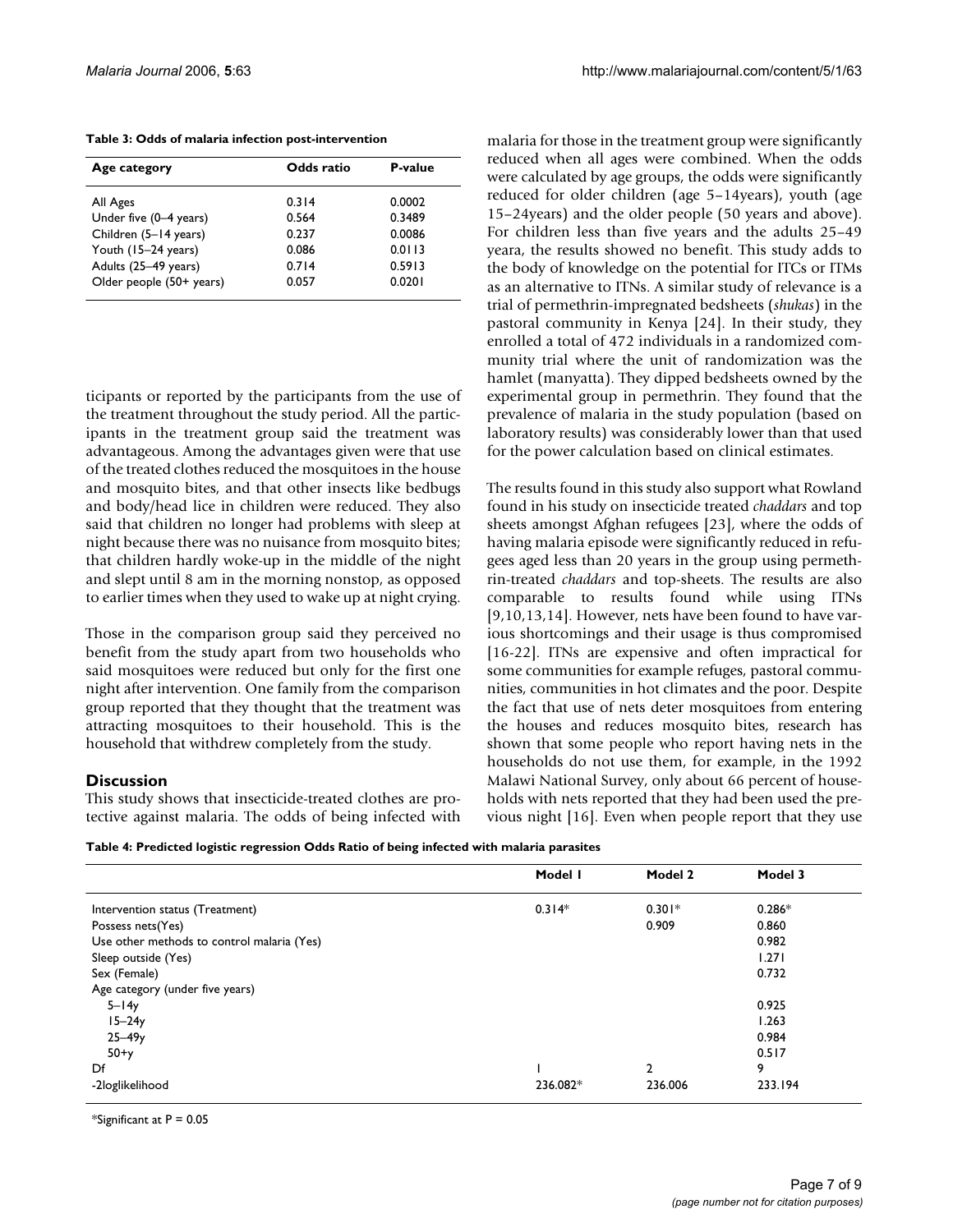**Table 3: Odds of malaria infection post-intervention**

| Age category | Odds ratio | P-value |
| --- | --- | --- |
| All Ages | 0.314 | 0.0002 |
| Under five (0–4 years) | 0.564 | 0.3489 |
| Children (5–14 years) | 0.237 | 0.0086 |
| Youth (15–24 years) | 0.086 | 0.0113 |
| Adults (25–49 years) | 0.714 | 0.5913 |
| Older people (50+ years) | 0.057 | 0.0201 |

ticipants or reported by the participants from the use of the treatment throughout the study period. All the participants in the treatment group said the treatment was advantageous. Among the advantages given were that use of the treated clothes reduced the mosquitoes in the house and mosquito bites, and that other insects like bedbugs and body/head lice in children were reduced. They also said that children no longer had problems with sleep at night because there was no nuisance from mosquito bites; that children hardly woke-up in the middle of the night and slept until 8 am in the morning nonstop, as opposed to earlier times when they used to wake up at night crying.

Those in the comparison group said they perceived no benefit from the study apart from two households who said mosquitoes were reduced but only for the first one night after intervention. One family from the comparison group reported that they thought that the treatment was attracting mosquitoes to their household. This is the household that withdrew completely from the study.

## Discussion

This study shows that insecticide-treated clothes are protective against malaria. The odds of being infected with malaria for those in the treatment group were significantly reduced when all ages were combined. When the odds were calculated by age groups, the odds were significantly reduced for older children (age 5–14years), youth (age 15–24years) and the older people (50 years and above). For children less than five years and the adults 25–49 yeara, the results showed no benefit. This study adds to the body of knowledge on the potential for ITCs or ITMs as an alternative to ITNs. A similar study of relevance is a trial of permethrin-impregnated bedsheets (*shukas*) in the pastoral community in Kenya [24]. In their study, they enrolled a total of 472 individuals in a randomized community trial where the unit of randomization was the hamlet (manyatta). They dipped bedsheets owned by the experimental group in permethrin. They found that the prevalence of malaria in the study population (based on laboratory results) was considerably lower than that used for the power calculation based on clinical estimates.

The results found in this study also support what Rowland found in his study on insecticide treated *chaddars* and top sheets amongst Afghan refugees [23], where the odds of having malaria episode were significantly reduced in refugees aged less than 20 years in the group using permethrin-treated *chaddars* and top-sheets. The results are also comparable to results found while using ITNs [9,10,13,14]. However, nets have been found to have various shortcomings and their usage is thus compromised [16-22]. ITNs are expensive and often impractical for some communities for example refuges, pastoral communities, communities in hot climates and the poor. Despite the fact that use of nets deter mosquitoes from entering the houses and reduces mosquito bites, research has shown that some people who report having nets in the households do not use them, for example, in the 1992 Malawi National Survey, only about 66 percent of households with nets reported that they had been used the previous night [16]. Even when people report that they use

**Table 4: Predicted logistic regression Odds Ratio of being infected with malaria parasites**

| | Model 1 | Model 2 | Model 3 |
| --- | --- | --- | --- |
| Intervention status (Treatment) | 0.314* | 0.301* | 0.286* |
| Possess nets(Yes) | | 0.909 | 0.860 |
| Use other methods to control malaria (Yes) | | | 0.982 |
| Sleep outside (Yes) | | | 1.271 |
| Sex (Female) | | | 0.732 |
| Age category (under five years) | | | |
| 5–14y | | | 0.925 |
| 15–24y | | | 1.263 |
| 25–49y | | | 0.984 |
| 50+y | | | 0.517 |
| Df | 1 | 2 | 9 |
| -2loglikelihood | 236.082* | 236.006 | 233.194 |

*Significant at P = 0.05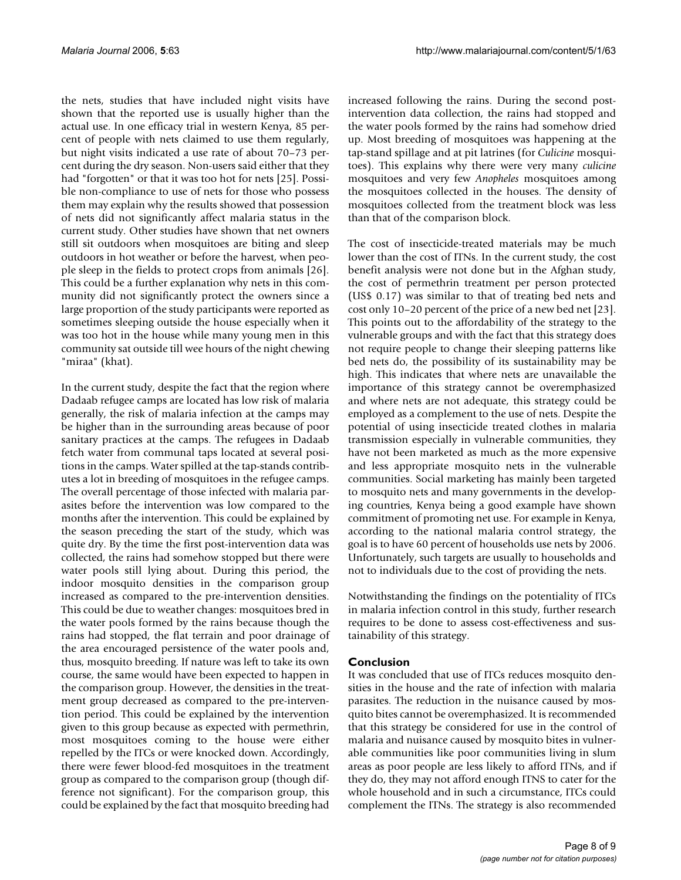the nets, studies that have included night visits have shown that the reported use is usually higher than the actual use. In one efficacy trial in western Kenya, 85 percent of people with nets claimed to use them regularly, but night visits indicated a use rate of about 70–73 percent during the dry season. Non-users said either that they had "forgotten" or that it was too hot for nets [25]. Possible non-compliance to use of nets for those who possess them may explain why the results showed that possession of nets did not significantly affect malaria status in the current study. Other studies have shown that net owners still sit outdoors when mosquitoes are biting and sleep outdoors in hot weather or before the harvest, when people sleep in the fields to protect crops from animals [26]. This could be a further explanation why nets in this community did not significantly protect the owners since a large proportion of the study participants were reported as sometimes sleeping outside the house especially when it was too hot in the house while many young men in this community sat outside till wee hours of the night chewing "miraa" (khat).

In the current study, despite the fact that the region where Dadaab refugee camps are located has low risk of malaria generally, the risk of malaria infection at the camps may be higher than in the surrounding areas because of poor sanitary practices at the camps. The refugees in Dadaab fetch water from communal taps located at several positions in the camps. Water spilled at the tap-stands contributes a lot in breeding of mosquitoes in the refugee camps. The overall percentage of those infected with malaria parasites before the intervention was low compared to the months after the intervention. This could be explained by the season preceding the start of the study, which was quite dry. By the time the first post-intervention data was collected, the rains had somehow stopped but there were water pools still lying about. During this period, the indoor mosquito densities in the comparison group increased as compared to the pre-intervention densities. This could be due to weather changes: mosquitoes bred in the water pools formed by the rains because though the rains had stopped, the flat terrain and poor drainage of the area encouraged persistence of the water pools and, thus, mosquito breeding. If nature was left to take its own course, the same would have been expected to happen in the comparison group. However, the densities in the treatment group decreased as compared to the pre-intervention period. This could be explained by the intervention given to this group because as expected with permethrin, most mosquitoes coming to the house were either repelled by the ITCs or were knocked down. Accordingly, there were fewer blood-fed mosquitoes in the treatment group as compared to the comparison group (though difference not significant). For the comparison group, this could be explained by the fact that mosquito breeding had increased following the rains. During the second post-intervention data collection, the rains had stopped and the water pools formed by the rains had somehow dried up. Most breeding of mosquitoes was happening at the tap-stand spillage and at pit latrines (for *Culicine* mosquitoes). This explains why there were very many *culicine* mosquitoes and very few *Anopheles* mosquitoes among the mosquitoes collected in the houses. The density of mosquitoes collected from the treatment block was less than that of the comparison block.

The cost of insecticide-treated materials may be much lower than the cost of ITNs. In the current study, the cost benefit analysis were not done but in the Afghan study, the cost of permethrin treatment per person protected (US$ 0.17) was similar to that of treating bed nets and cost only 10–20 percent of the price of a new bed net [23]. This points out to the affordability of the strategy to the vulnerable groups and with the fact that this strategy does not require people to change their sleeping patterns like bed nets do, the possibility of its sustainability may be high. This indicates that where nets are unavailable the importance of this strategy cannot be overemphasized and where nets are not adequate, this strategy could be employed as a complement to the use of nets. Despite the potential of using insecticide treated clothes in malaria transmission especially in vulnerable communities, they have not been marketed as much as the more expensive and less appropriate mosquito nets in the vulnerable communities. Social marketing has mainly been targeted to mosquito nets and many governments in the developing countries, Kenya being a good example have shown commitment of promoting net use. For example in Kenya, according to the national malaria control strategy, the goal is to have 60 percent of households use nets by 2006. Unfortunately, such targets are usually to households and not to individuals due to the cost of providing the nets.

Notwithstanding the findings on the potentiality of ITCs in malaria infection control in this study, further research requires to be done to assess cost-effectiveness and sustainability of this strategy.

## Conclusion

It was concluded that use of ITCs reduces mosquito densities in the house and the rate of infection with malaria parasites. The reduction in the nuisance caused by mosquito bites cannot be overemphasized. It is recommended that this strategy be considered for use in the control of malaria and nuisance caused by mosquito bites in vulnerable communities like poor communities living in slum areas as poor people are less likely to afford ITNs, and if they do, they may not afford enough ITNS to cater for the whole household and in such a circumstance, ITCs could complement the ITNs. The strategy is also recommended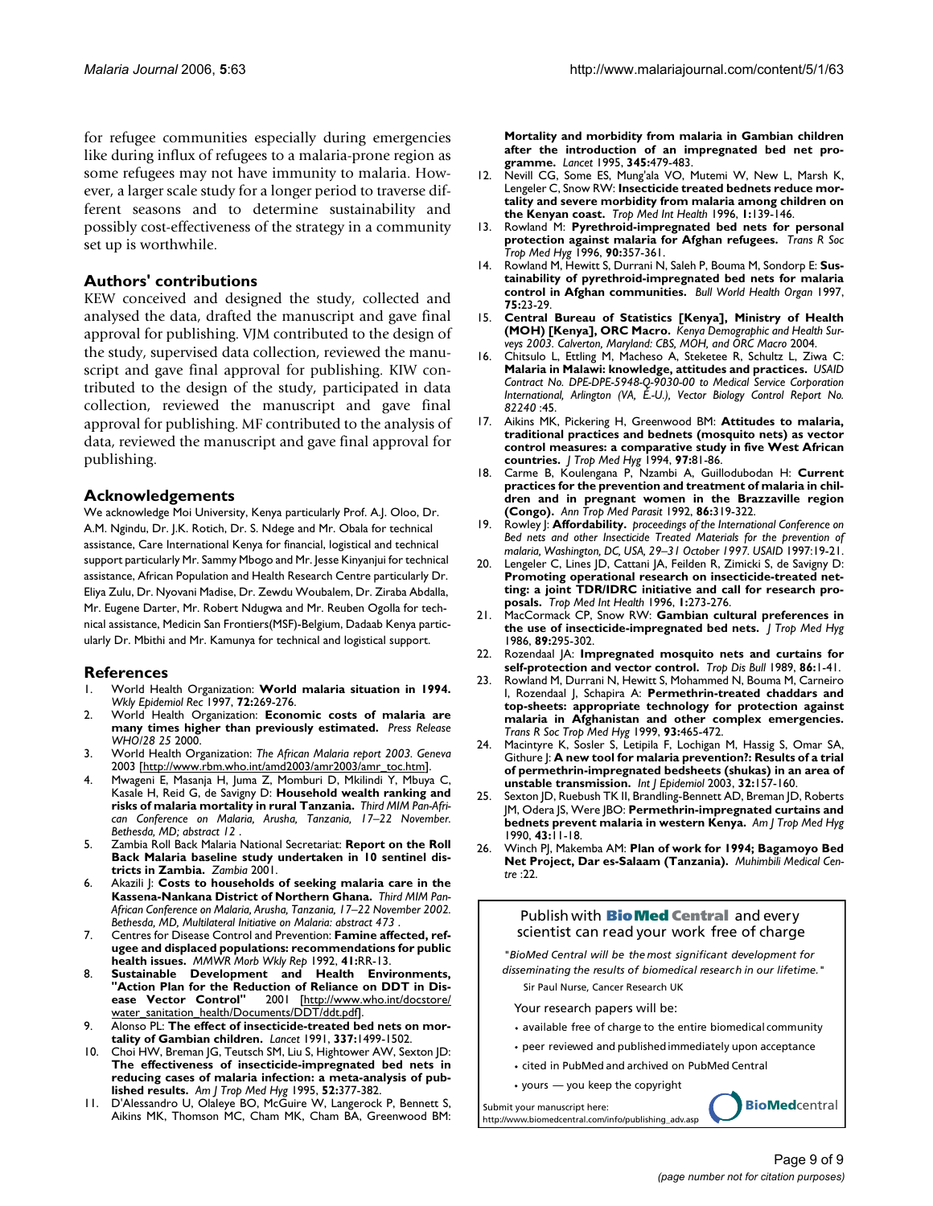for refugee communities especially during emergencies like during influx of refugees to a malaria-prone region as some refugees may not have immunity to malaria. However, a larger scale study for a longer period to traverse different seasons and to determine sustainability and possibly cost-effectiveness of the strategy in a community set up is worthwhile.

## Authors' contributions

KEW conceived and designed the study, collected and analysed the data, drafted the manuscript and gave final approval for publishing. VJM contributed to the design of the study, supervised data collection, reviewed the manuscript and gave final approval for publishing. KIW contributed to the design of the study, participated in data collection, reviewed the manuscript and gave final approval for publishing. MF contributed to the analysis of data, reviewed the manuscript and gave final approval for publishing.

## Acknowledgements

We acknowledge Moi University, Kenya particularly Prof. A.J. Oloo, Dr. A.M. Ngindu, Dr. J.K. Rotich, Dr. S. Ndege and Mr. Obala for technical assistance, Care International Kenya for financial, logistical and technical support particularly Mr. Sammy Mbogo and Mr. Jesse Kinyanjui for technical assistance, African Population and Health Research Centre particularly Dr. Eliya Zulu, Dr. Nyovani Madise, Dr. Zewdu Woubalem, Dr. Ziraba Abdalla, Mr. Eugene Darter, Mr. Robert Ndugwa and Mr. Reuben Ogolla for technical assistance, Medicin San Frontiers(MSF)-Belgium, Dadaab Kenya particularly Dr. Mbithi and Mr. Kamunya for technical and logistical support.

## References

1. World Health Organization: **World malaria situation in 1994.** *Wkly Epidemiol Rec* 1997, **72:**269-276.
2. World Health Organization: **Economic costs of malaria are many times higher than previously estimated.** *Press Release WHO/28 25* 2000.
3. World Health Organization: *The African Malaria report 2003. Geneva* 2003 [http://www.rbm.who.int/amd2003/amr2003/amr_toc.htm].
4. Mwageni E, Masanja H, Juma Z, Momburi D, Mkilindi Y, Mbuya C, Kasale H, Reid G, de Savigny D: **Household wealth ranking and risks of malaria mortality in rural Tanzania.** *Third MIM Pan-African Conference on Malaria, Arusha, Tanzania, 17–22 November. Bethesda, MD; abstract 12* .
5. Zambia Roll Back Malaria National Secretariat: **Report on the Roll Back Malaria baseline study undertaken in 10 sentinel districts in Zambia.** *Zambia* 2001.
6. Akazili J: **Costs to households of seeking malaria care in the Kassena-Nankana District of Northern Ghana.** *Third MIM Pan-African Conference on Malaria, Arusha, Tanzania, 17–22 November 2002. Bethesda, MD, Multilateral Initiative on Malaria: abstract 473* .
7. Centres for Disease Control and Prevention: **Famine affected, refugee and displaced populations: recommendations for public health issues.** *MMWR Morb Wkly Rep* 1992, **41:**RR-13.
8. **Sustainable Development and Health Environments, "Action Plan for the Reduction of Reliance on DDT in Disease Vector Control"** 2001 [http://www.who.int/docstore/water_sanitation_health/Documents/DDT/ddt.pdf].
9. Alonso PL: **The effect of insecticide-treated bed nets on mortality of Gambian children.** *Lancet* 1991, **337:**1499-1502.
10. Choi HW, Breman JG, Teutsch SM, Liu S, Hightower AW, Sexton JD: **The effectiveness of insecticide-impregnated bed nets in reducing cases of malaria infection: a meta-analysis of published results.** *Am J Trop Med Hyg* 1995, **52:**377-382.
11. D'Alessandro U, Olaleye BO, McGuire W, Langerock P, Bennett S, Aikins MK, Thomson MC, Cham MK, Cham BA, Greenwood BM: **Mortality and morbidity from malaria in Gambian children after the introduction of an impregnated bed net programme.** *Lancet* 1995, **345:**479-483.
12. Nevill CG, Some ES, Mung'ala VO, Mutemi W, New L, Marsh K, Lengeler C, Snow RW: **Insecticide treated bednets reduce mortality and severe morbidity from malaria among children on the Kenyan coast.** *Trop Med Int Health* 1996, **1:**139-146.
13. Rowland M: **Pyrethroid-impregnated bed nets for personal protection against malaria for Afghan refugees.** *Trans R Soc Trop Med Hyg* 1996, **90:**357-361.
14. Rowland M, Hewitt S, Durrani N, Saleh P, Bouma M, Sondorp E: **Sustainability of pyrethroid-impregnated bed nets for malaria control in Afghan communities.** *Bull World Health Organ* 1997, **75:**23-29.
15. **Central Bureau of Statistics [Kenya], Ministry of Health (MOH) [Kenya], ORC Macro.** *Kenya Demographic and Health Surveys 2003. Calverton, Maryland: CBS, MOH, and ORC Macro* 2004.
16. Chitsulo L, Ettling M, Macheso A, Steketee R, Schultz L, Ziwa C: **Malaria in Malawi: knowledge, attitudes and practices.** *USAID Contract No. DPE-DPE-5948-Q-9030-00 to Medical Service Corporation International, Arlington (VA, E.-U.), Vector Biology Control Report No. 82240* :45.
17. Aikins MK, Pickering H, Greenwood BM: **Attitudes to malaria, traditional practices and bednets (mosquito nets) as vector control measures: a comparative study in five West African countries.** *J Trop Med Hyg* 1994, **97:**81-86.
18. Carme B, Koulengana P, Nzambi A, Guillodubodan H: **Current practices for the prevention and treatment of malaria in children and in pregnant women in the Brazzaville region (Congo).** *Ann Trop Med Parasit* 1992, **86:**319-322.
19. Rowley J: **Affordability.** *proceedings of the International Conference on Bed nets and other Insecticide Treated Materials for the prevention of malaria, Washington, DC, USA, 29–31 October 1997. USAID* 1997:19-21.
20. Lengeler C, Lines JD, Cattani JA, Feilden R, Zimicki S, de Savigny D: **Promoting operational research on insecticide-treated netting: a joint TDR/IDRC initiative and call for research proposals.** *Trop Med Int Health* 1996, **1:**273-276.
21. MacCormack CP, Snow RW: **Gambian cultural preferences in the use of insecticide-impregnated bed nets.** *J Trop Med Hyg* 1986, **89:**295-302.
22. Rozendaal JA: **Impregnated mosquito nets and curtains for self-protection and vector control.** *Trop Dis Bull* 1989, **86:**1-41.
23. Rowland M, Durrani N, Hewitt S, Mohammed N, Bouma M, Carneiro I, Rozendaal J, Schapira A: **Permethrin-treated chaddars and top-sheets: appropriate technology for protection against malaria in Afghanistan and other complex emergencies.** *Trans R Soc Trop Med Hyg* 1999, **93:**465-472.
24. Macintyre K, Sosler S, Letipila F, Lochigan M, Hassig S, Omar SA, Githure J: **A new tool for malaria prevention?: Results of a trial of permethrin-impregnated bedsheets (shukas) in an area of unstable transmission.** *Int J Epidemiol* 2003, **32:**157-160.
25. Sexton JD, Ruebush TK II, Brandling-Bennett AD, Breman JD, Roberts JM, Odera JS, Were JBO: **Permethrin-impregnated curtains and bednets prevent malaria in western Kenya.** *Am J Trop Med Hyg* 1990, **43:**11-18.
26. Winch PJ, Makemba AM: **Plan of work for 1994; Bagamoyo Bed Net Project, Dar es-Salaam (Tanzania).** *Muhimbili Medical Centre* :22.

Publish with **BioMed Central** and every scientist can read your work free of charge

*"BioMed Central will be the most significant development for disseminating the results of biomedical research in our lifetime."*

Sir Paul Nurse, Cancer Research UK

Your research papers will be:

- available free of charge to the entire biomedical community
- peer reviewed and published immediately upon acceptance
- cited in PubMed and archived on PubMed Central
- yours — you keep the copyright

Submit your manuscript here:
http://www.biomedcentral.com/info/publishing_adv.asp

BioMedcentral